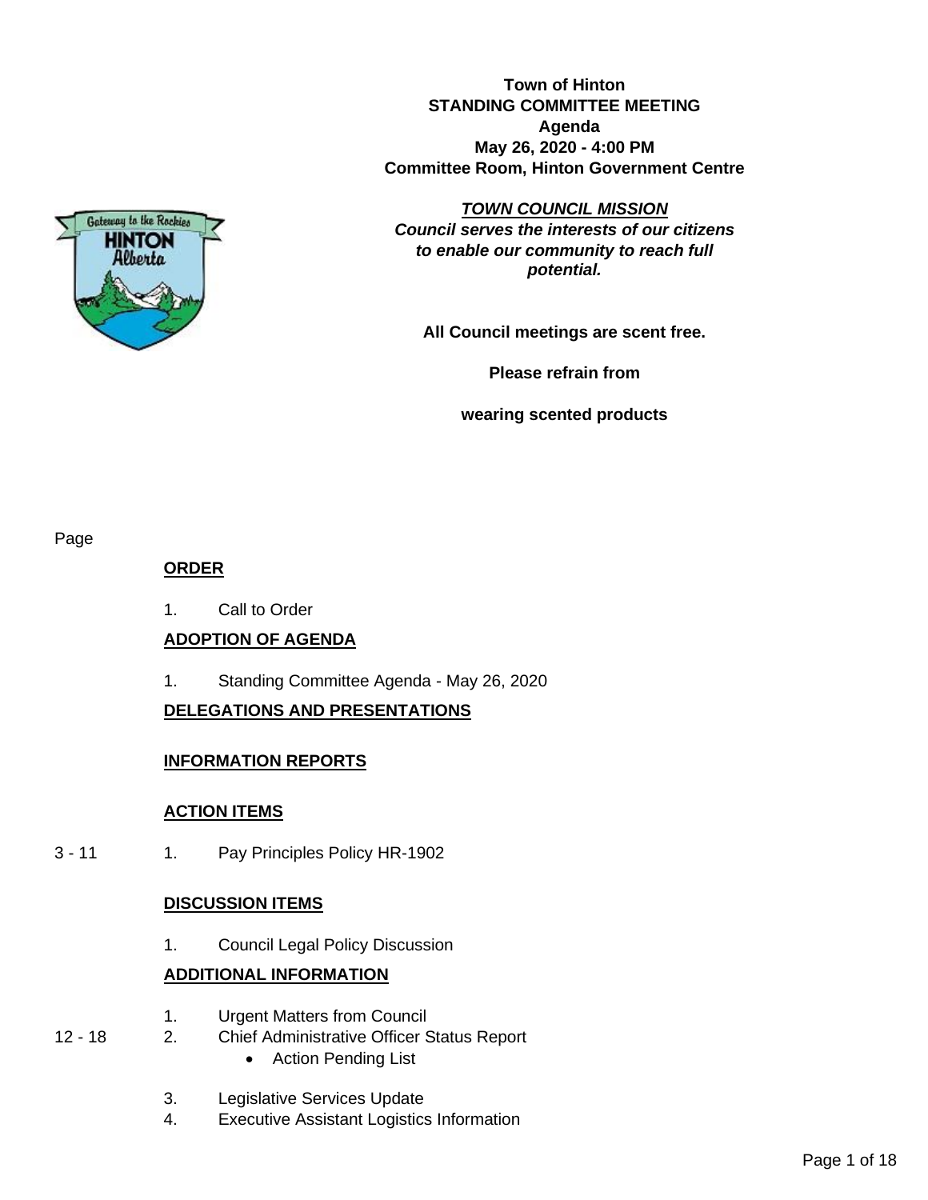**Town of Hinton**
**STANDING COMMITTEE MEETING**
**Agenda**
**May 26, 2020 - 4:00 PM**
**Committee Room, Hinton Government Centre**

***TOWN COUNCIL MISSION***
***Council serves the interests of our citizens to enable our community to reach full potential.***

**All Council meetings are scent free.**

**Please refrain from**

**wearing scented products**

Page

**ORDER**

1. Call to Order

**ADOPTION OF AGENDA**

1. Standing Committee Agenda - May 26, 2020

**DELEGATIONS AND PRESENTATIONS**

**INFORMATION REPORTS**

**ACTION ITEMS**

3 - 11 — 1. Pay Principles Policy HR-1902

**DISCUSSION ITEMS**

1. Council Legal Policy Discussion

**ADDITIONAL INFORMATION**

1. Urgent Matters from Council

12 - 18 — 2. Chief Administrative Officer Status Report
   - Action Pending List

3. Legislative Services Update
4. Executive Assistant Logistics Information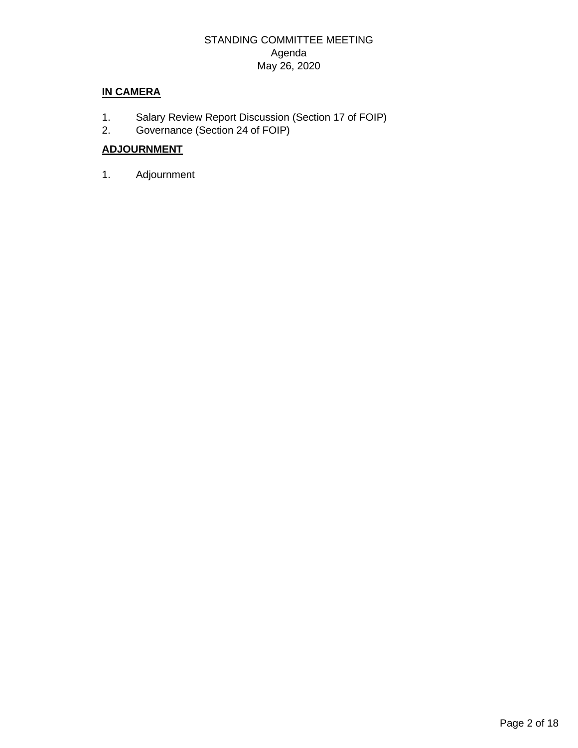**IN CAMERA**

1. Salary Review Report Discussion (Section 17 of FOIP)
2. Governance (Section 24 of FOIP)

**ADJOURNMENT**

1. Adjournment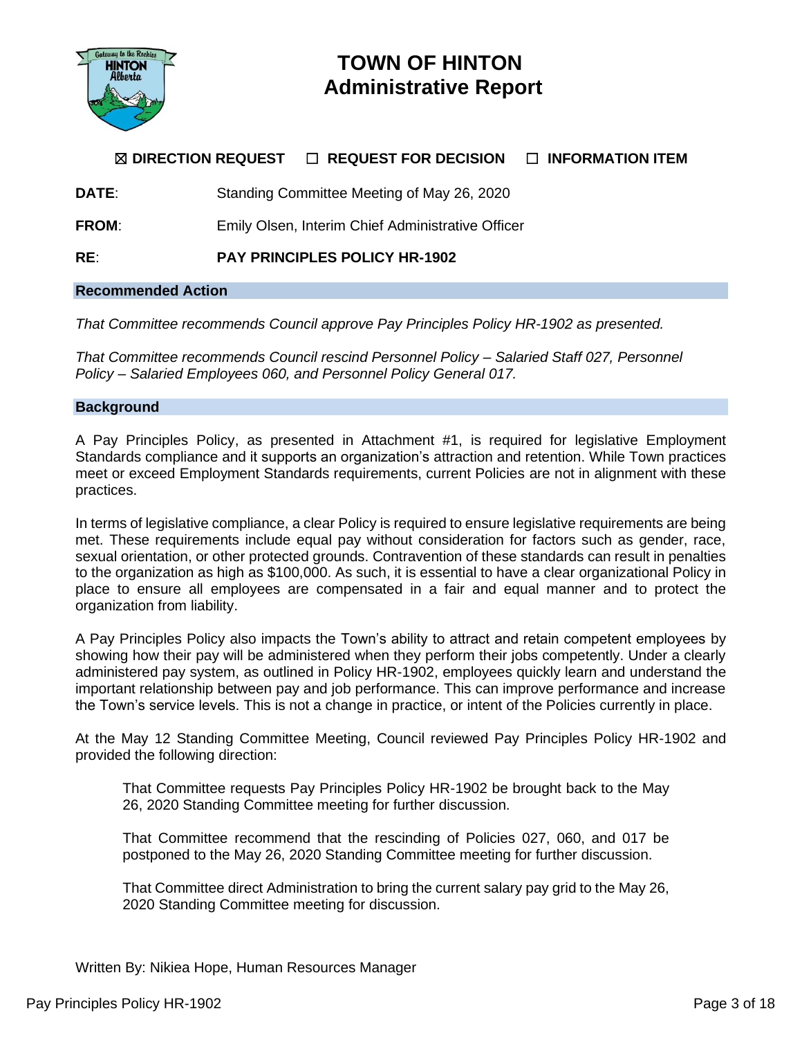# TOWN OF HINTON
# Administrative Report

☒ **DIRECTION REQUEST** ☐ **REQUEST FOR DECISION** ☐ **INFORMATION ITEM**

**DATE**: Standing Committee Meeting of May 26, 2020

**FROM**: Emily Olsen, Interim Chief Administrative Officer

**RE**: **PAY PRINCIPLES POLICY HR-1902**

## Recommended Action

*That Committee recommends Council approve Pay Principles Policy HR-1902 as presented.*

*That Committee recommends Council rescind Personnel Policy – Salaried Staff 027, Personnel Policy – Salaried Employees 060, and Personnel Policy General 017.*

## Background

A Pay Principles Policy, as presented in Attachment #1, is required for legislative Employment Standards compliance and it supports an organization's attraction and retention. While Town practices meet or exceed Employment Standards requirements, current Policies are not in alignment with these practices.

In terms of legislative compliance, a clear Policy is required to ensure legislative requirements are being met. These requirements include equal pay without consideration for factors such as gender, race, sexual orientation, or other protected grounds. Contravention of these standards can result in penalties to the organization as high as $100,000. As such, it is essential to have a clear organizational Policy in place to ensure all employees are compensated in a fair and equal manner and to protect the organization from liability.

A Pay Principles Policy also impacts the Town's ability to attract and retain competent employees by showing how their pay will be administered when they perform their jobs competently. Under a clearly administered pay system, as outlined in Policy HR-1902, employees quickly learn and understand the important relationship between pay and job performance. This can improve performance and increase the Town's service levels. This is not a change in practice, or intent of the Policies currently in place.

At the May 12 Standing Committee Meeting, Council reviewed Pay Principles Policy HR-1902 and provided the following direction:

> That Committee requests Pay Principles Policy HR-1902 be brought back to the May 26, 2020 Standing Committee meeting for further discussion.
>
> That Committee recommend that the rescinding of Policies 027, 060, and 017 be postponed to the May 26, 2020 Standing Committee meeting for further discussion.
>
> That Committee direct Administration to bring the current salary pay grid to the May 26, 2020 Standing Committee meeting for discussion.

Written By: Nikiea Hope, Human Resources Manager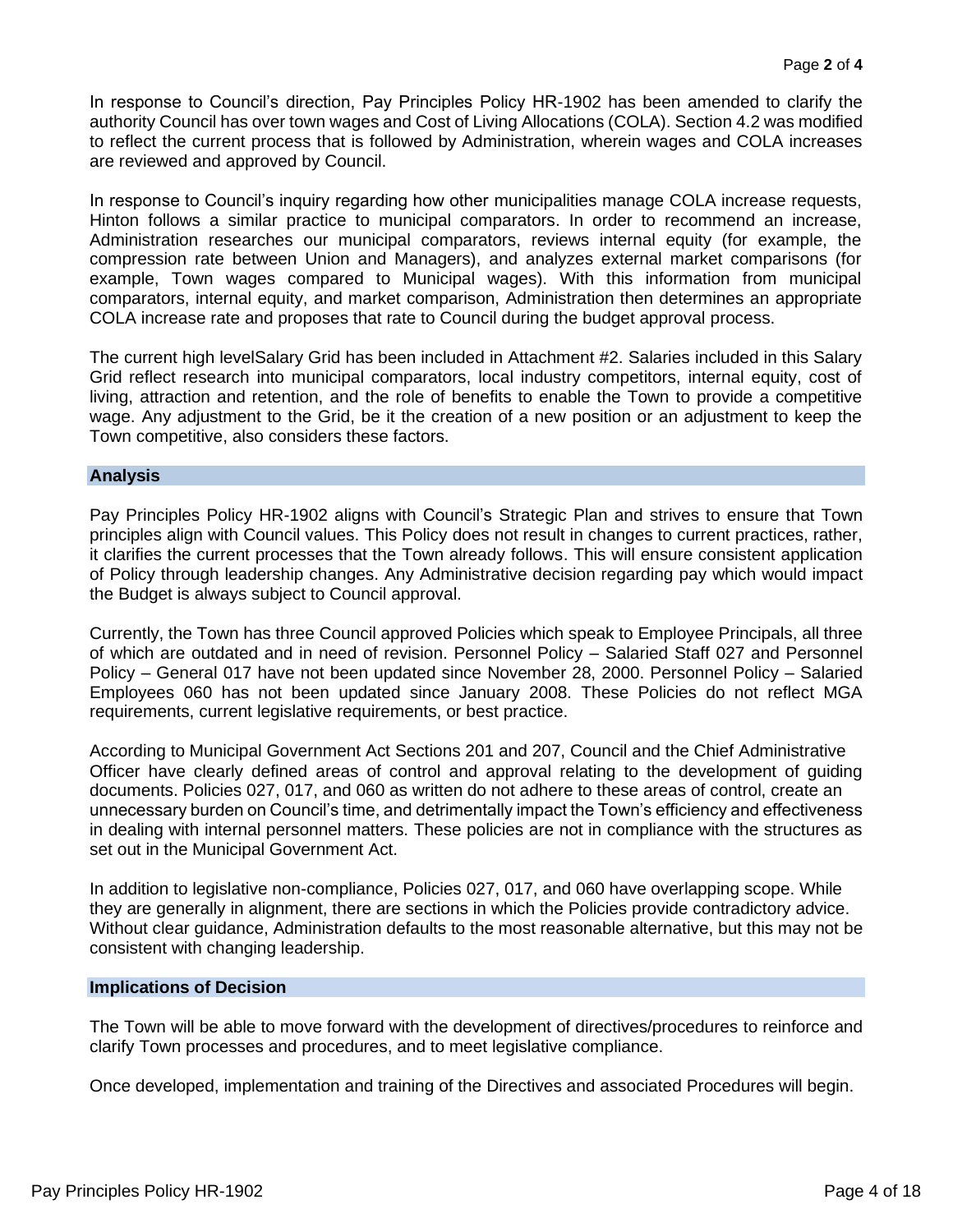In response to Council's direction, Pay Principles Policy HR-1902 has been amended to clarify the authority Council has over town wages and Cost of Living Allocations (COLA). Section 4.2 was modified to reflect the current process that is followed by Administration, wherein wages and COLA increases are reviewed and approved by Council.

In response to Council's inquiry regarding how other municipalities manage COLA increase requests, Hinton follows a similar practice to municipal comparators. In order to recommend an increase, Administration researches our municipal comparators, reviews internal equity (for example, the compression rate between Union and Managers), and analyzes external market comparisons (for example, Town wages compared to Municipal wages). With this information from municipal comparators, internal equity, and market comparison, Administration then determines an appropriate COLA increase rate and proposes that rate to Council during the budget approval process.

The current high levelSalary Grid has been included in Attachment #2. Salaries included in this Salary Grid reflect research into municipal comparators, local industry competitors, internal equity, cost of living, attraction and retention, and the role of benefits to enable the Town to provide a competitive wage. Any adjustment to the Grid, be it the creation of a new position or an adjustment to keep the Town competitive, also considers these factors.

## Analysis

Pay Principles Policy HR-1902 aligns with Council's Strategic Plan and strives to ensure that Town principles align with Council values. This Policy does not result in changes to current practices, rather, it clarifies the current processes that the Town already follows. This will ensure consistent application of Policy through leadership changes. Any Administrative decision regarding pay which would impact the Budget is always subject to Council approval.

Currently, the Town has three Council approved Policies which speak to Employee Principals, all three of which are outdated and in need of revision. Personnel Policy – Salaried Staff 027 and Personnel Policy – General 017 have not been updated since November 28, 2000. Personnel Policy – Salaried Employees 060 has not been updated since January 2008. These Policies do not reflect MGA requirements, current legislative requirements, or best practice.

According to Municipal Government Act Sections 201 and 207, Council and the Chief Administrative Officer have clearly defined areas of control and approval relating to the development of guiding documents. Policies 027, 017, and 060 as written do not adhere to these areas of control, create an unnecessary burden on Council's time, and detrimentally impact the Town's efficiency and effectiveness in dealing with internal personnel matters. These policies are not in compliance with the structures as set out in the Municipal Government Act.

In addition to legislative non-compliance, Policies 027, 017, and 060 have overlapping scope. While they are generally in alignment, there are sections in which the Policies provide contradictory advice. Without clear guidance, Administration defaults to the most reasonable alternative, but this may not be consistent with changing leadership.

## Implications of Decision

The Town will be able to move forward with the development of directives/procedures to reinforce and clarify Town processes and procedures, and to meet legislative compliance.

Once developed, implementation and training of the Directives and associated Procedures will begin.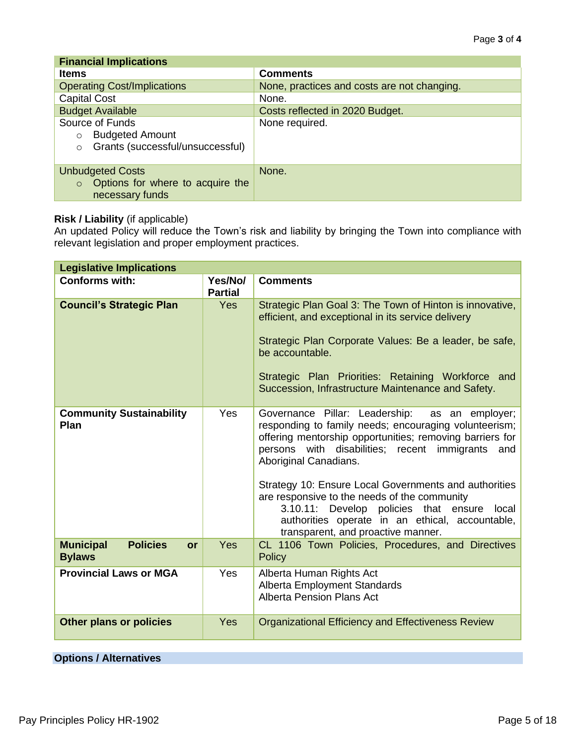| Financial Implications | |
|---|---|
| **Items** | **Comments** |
| Operating Cost/Implications | None, practices and costs are not changing. |
| Capital Cost | None. |
| Budget Available | Costs reflected in 2020 Budget. |
| Source of Funds<br>○ Budgeted Amount<br>○ Grants (successful/unsuccessful) | None required. |
| Unbudgeted Costs<br>○ Options for where to acquire the necessary funds | None. |

**Risk / Liability** (if applicable)
An updated Policy will reduce the Town's risk and liability by bringing the Town into compliance with relevant legislation and proper employment practices.

| Legislative Implications | | |
|---|---|---|
| **Conforms with:** | **Yes/No/ Partial** | **Comments** |
| **Council's Strategic Plan** | Yes | Strategic Plan Goal 3: The Town of Hinton is innovative, efficient, and exceptional in its service delivery<br><br>Strategic Plan Corporate Values: Be a leader, be safe, be accountable.<br><br>Strategic Plan Priorities: Retaining Workforce and Succession, Infrastructure Maintenance and Safety. |
| **Community Sustainability Plan** | Yes | Governance Pillar: Leadership: as an employer; responding to family needs; encouraging volunteerism; offering mentorship opportunities; removing barriers for persons with disabilities; recent immigrants and Aboriginal Canadians.<br><br>Strategy 10: Ensure Local Governments and authorities are responsive to the needs of the community<br>3.10.11: Develop policies that ensure local authorities operate in an ethical, accountable, transparent, and proactive manner. |
| **Municipal Policies or Bylaws** | Yes | CL 1106 Town Policies, Procedures, and Directives Policy |
| **Provincial Laws or MGA** | Yes | Alberta Human Rights Act<br>Alberta Employment Standards<br>Alberta Pension Plans Act |
| **Other plans or policies** | Yes | Organizational Efficiency and Effectiveness Review |

**Options / Alternatives**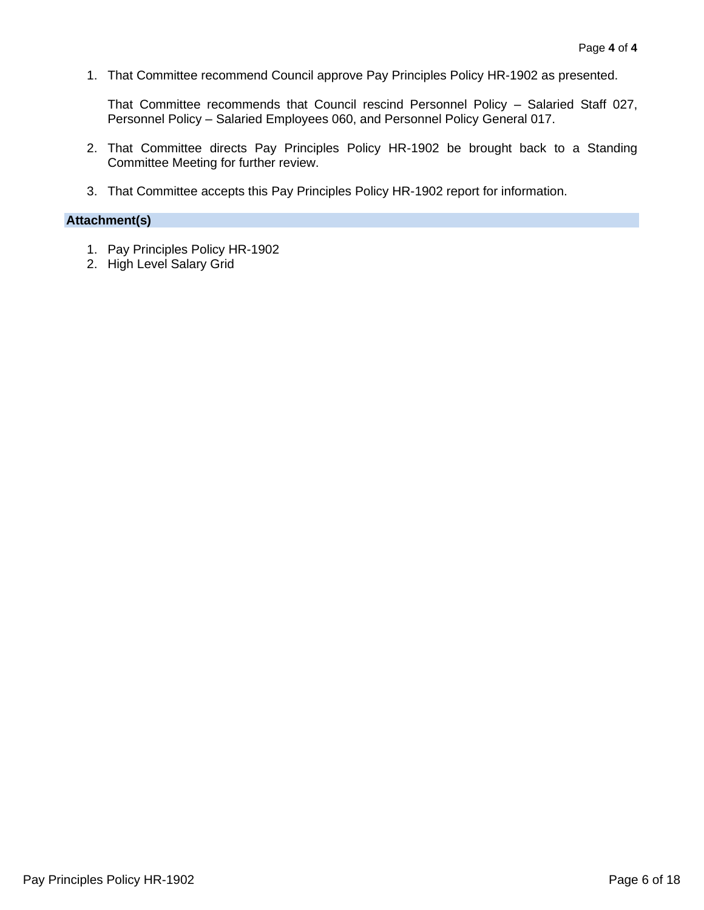1. That Committee recommend Council approve Pay Principles Policy HR-1902 as presented.

   That Committee recommends that Council rescind Personnel Policy – Salaried Staff 027, Personnel Policy – Salaried Employees 060, and Personnel Policy General 017.

2. That Committee directs Pay Principles Policy HR-1902 be brought back to a Standing Committee Meeting for further review.

3. That Committee accepts this Pay Principles Policy HR-1902 report for information.

## Attachment(s)

1. Pay Principles Policy HR-1902
2. High Level Salary Grid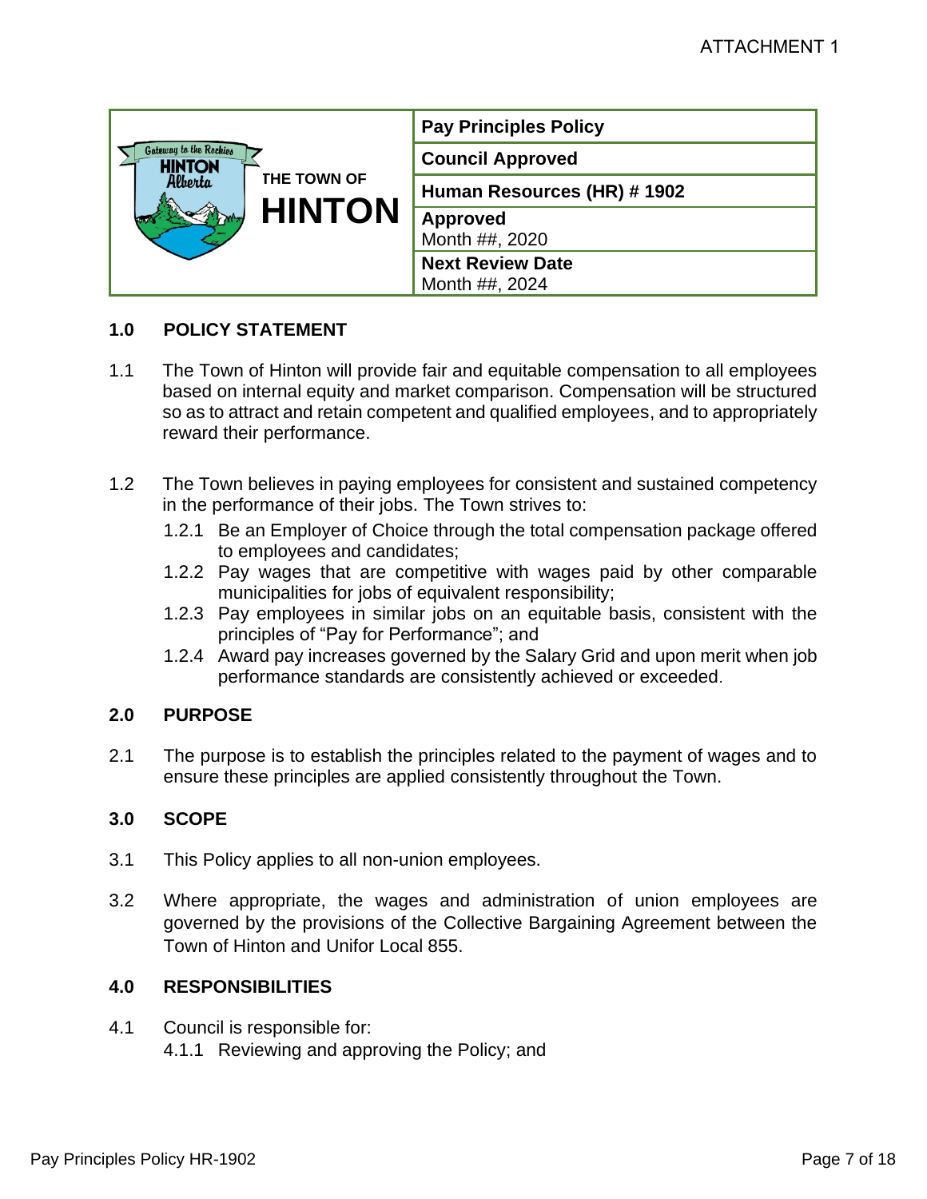ATTACHMENT 1

| THE TOWN OF HINTON | Pay Principles Policy |
|---|---|
| | **Council Approved** |
| | **Human Resources (HR) # 1902** |
| | **Approved** Month ##, 2020 |
| | **Next Review Date** Month ##, 2024 |

## 1.0 POLICY STATEMENT

1.1 The Town of Hinton will provide fair and equitable compensation to all employees based on internal equity and market comparison. Compensation will be structured so as to attract and retain competent and qualified employees, and to appropriately reward their performance.

1.2 The Town believes in paying employees for consistent and sustained competency in the performance of their jobs. The Town strives to:

- 1.2.1 Be an Employer of Choice through the total compensation package offered to employees and candidates;
- 1.2.2 Pay wages that are competitive with wages paid by other comparable municipalities for jobs of equivalent responsibility;
- 1.2.3 Pay employees in similar jobs on an equitable basis, consistent with the principles of "Pay for Performance"; and
- 1.2.4 Award pay increases governed by the Salary Grid and upon merit when job performance standards are consistently achieved or exceeded.

## 2.0 PURPOSE

2.1 The purpose is to establish the principles related to the payment of wages and to ensure these principles are applied consistently throughout the Town.

## 3.0 SCOPE

3.1 This Policy applies to all non-union employees.

3.2 Where appropriate, the wages and administration of union employees are governed by the provisions of the Collective Bargaining Agreement between the Town of Hinton and Unifor Local 855.

## 4.0 RESPONSIBILITIES

4.1 Council is responsible for:

- 4.1.1 Reviewing and approving the Policy; and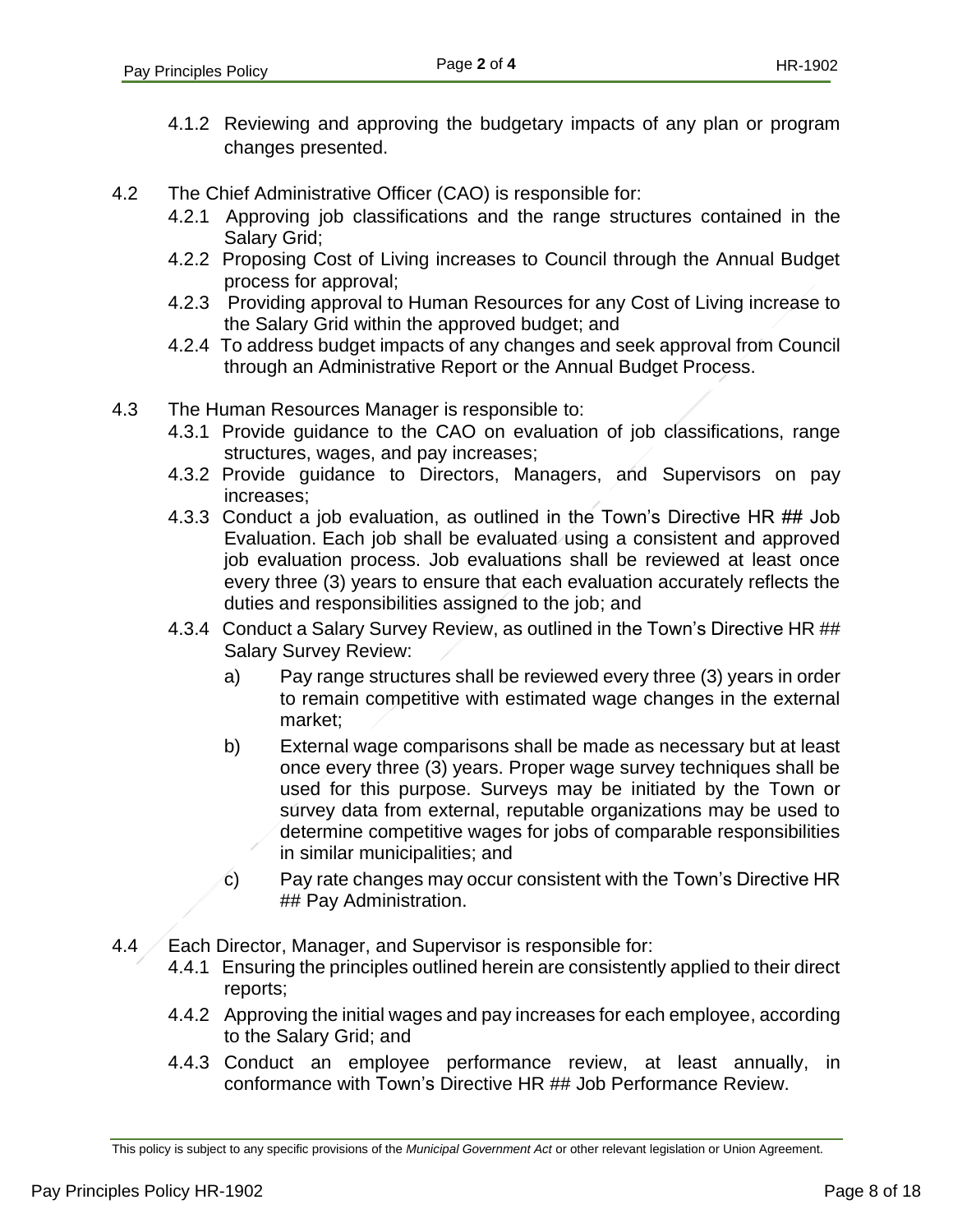4.1.2 Reviewing and approving the budgetary impacts of any plan or program changes presented.

4.2 The Chief Administrative Officer (CAO) is responsible for:

4.2.1 Approving job classifications and the range structures contained in the Salary Grid;

4.2.2 Proposing Cost of Living increases to Council through the Annual Budget process for approval;

4.2.3 Providing approval to Human Resources for any Cost of Living increase to the Salary Grid within the approved budget; and

4.2.4 To address budget impacts of any changes and seek approval from Council through an Administrative Report or the Annual Budget Process.

4.3 The Human Resources Manager is responsible to:

4.3.1 Provide guidance to the CAO on evaluation of job classifications, range structures, wages, and pay increases;

4.3.2 Provide guidance to Directors, Managers, and Supervisors on pay increases;

4.3.3 Conduct a job evaluation, as outlined in the Town's Directive HR ## Job Evaluation. Each job shall be evaluated using a consistent and approved job evaluation process. Job evaluations shall be reviewed at least once every three (3) years to ensure that each evaluation accurately reflects the duties and responsibilities assigned to the job; and

4.3.4 Conduct a Salary Survey Review, as outlined in the Town's Directive HR ## Salary Survey Review:

a) Pay range structures shall be reviewed every three (3) years in order to remain competitive with estimated wage changes in the external market;

b) External wage comparisons shall be made as necessary but at least once every three (3) years. Proper wage survey techniques shall be used for this purpose. Surveys may be initiated by the Town or survey data from external, reputable organizations may be used to determine competitive wages for jobs of comparable responsibilities in similar municipalities; and

c) Pay rate changes may occur consistent with the Town's Directive HR ## Pay Administration.

4.4 Each Director, Manager, and Supervisor is responsible for:

4.4.1 Ensuring the principles outlined herein are consistently applied to their direct reports;

4.4.2 Approving the initial wages and pay increases for each employee, according to the Salary Grid; and

4.4.3 Conduct an employee performance review, at least annually, in conformance with Town's Directive HR ## Job Performance Review.

This policy is subject to any specific provisions of the *Municipal Government Act* or other relevant legislation or Union Agreement.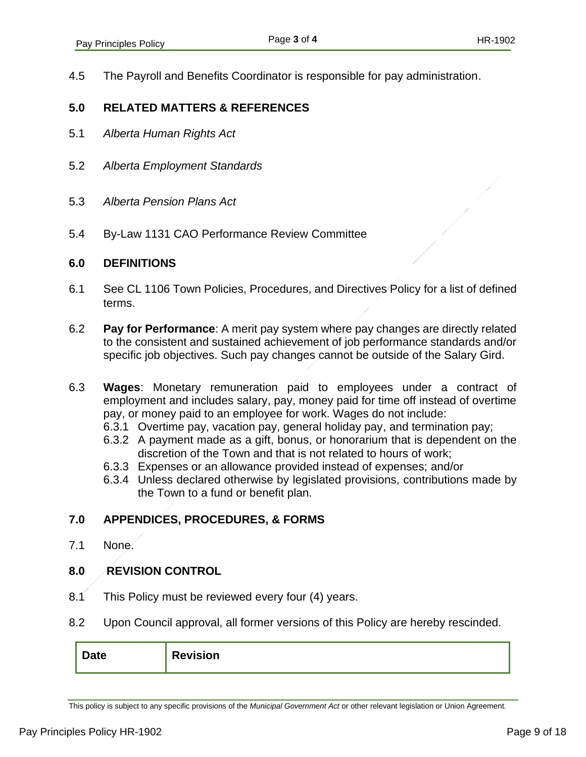4.5 The Payroll and Benefits Coordinator is responsible for pay administration.

## 5.0 RELATED MATTERS & REFERENCES

5.1 *Alberta Human Rights Act*

5.2 *Alberta Employment Standards*

5.3 *Alberta Pension Plans Act*

5.4 By-Law 1131 CAO Performance Review Committee

## 6.0 DEFINITIONS

6.1 See CL 1106 Town Policies, Procedures, and Directives Policy for a list of defined terms.

6.2 **Pay for Performance**: A merit pay system where pay changes are directly related to the consistent and sustained achievement of job performance standards and/or specific job objectives. Such pay changes cannot be outside of the Salary Gird.

6.3 **Wages**: Monetary remuneration paid to employees under a contract of employment and includes salary, pay, money paid for time off instead of overtime pay, or money paid to an employee for work. Wages do not include:

- 6.3.1 Overtime pay, vacation pay, general holiday pay, and termination pay;
- 6.3.2 A payment made as a gift, bonus, or honorarium that is dependent on the discretion of the Town and that is not related to hours of work;
- 6.3.3 Expenses or an allowance provided instead of expenses; and/or
- 6.3.4 Unless declared otherwise by legislated provisions, contributions made by the Town to a fund or benefit plan.

## 7.0 APPENDICES, PROCEDURES, & FORMS

7.1 None.

## 8.0 REVISION CONTROL

8.1 This Policy must be reviewed every four (4) years.

8.2 Upon Council approval, all former versions of this Policy are hereby rescinded.

| Date | Revision |
|---|---|

This policy is subject to any specific provisions of the *Municipal Government Act* or other relevant legislation or Union Agreement.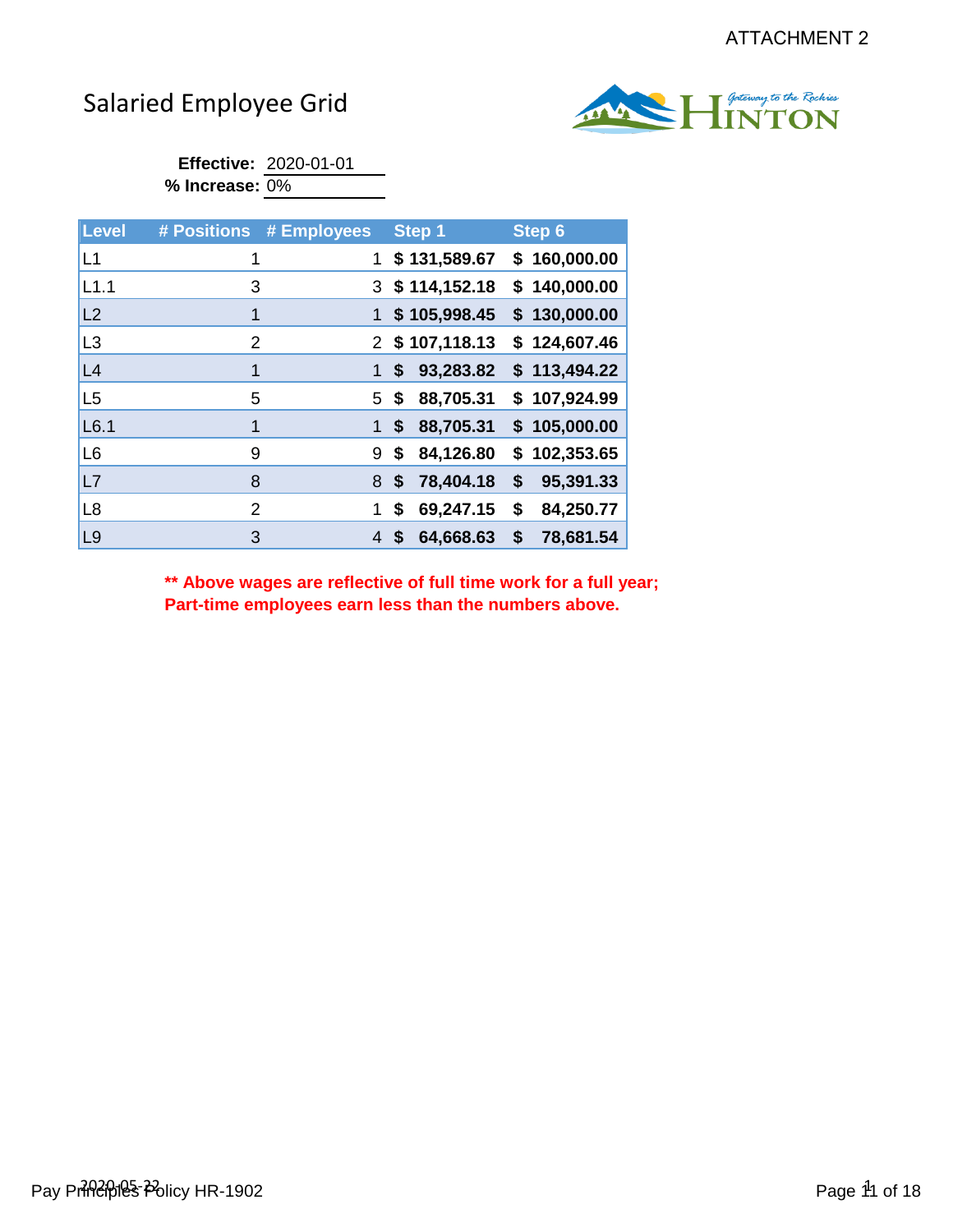ATTACHMENT 2

# Salaried Employee Grid

**Effective:** 2020-01-01
**% Increase:** 0%

| Level | # Positions | # Employees | Step 1 | Step 6 |
|---|---|---|---|---|
| L1 | 1 | 1 | **$ 131,589.67** | **$ 160,000.00** |
| L1.1 | 3 | 3 | **$ 114,152.18** | **$ 140,000.00** |
| L2 | 1 | 1 | **$ 105,998.45** | **$ 130,000.00** |
| L3 | 2 | 2 | **$ 107,118.13** | **$ 124,607.46** |
| L4 | 1 | 1 | **$ 93,283.82** | **$ 113,494.22** |
| L5 | 5 | 5 | **$ 88,705.31** | **$ 107,924.99** |
| L6.1 | 1 | 1 | **$ 88,705.31** | **$ 105,000.00** |
| L6 | 9 | 9 | **$ 84,126.80** | **$ 102,353.65** |
| L7 | 8 | 8 | **$ 78,404.18** | **$ 95,391.33** |
| L8 | 2 | 1 | **$ 69,247.15** | **$ 84,250.77** |
| L9 | 3 | 4 | **$ 64,668.63** | **$ 78,681.54** |

**\*\* Above wages are reflective of full time work for a full year; Part-time employees earn less than the numbers above.**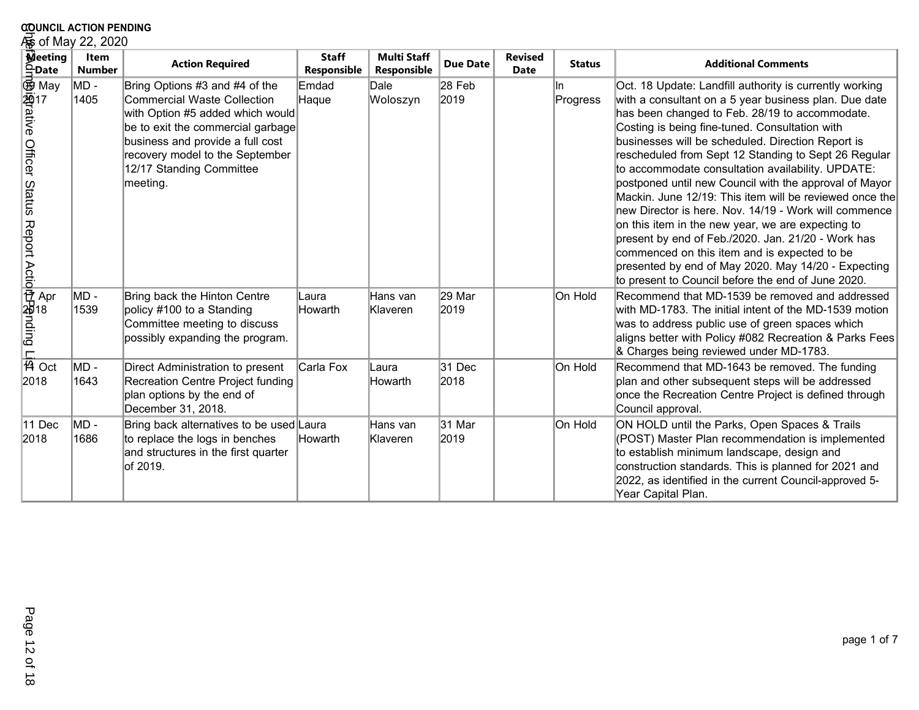**COUNCIL ACTION PENDING**

As of May 22, 2020

| Meeting Date | Item Number | Action Required | Staff Responsible | Multi Staff Responsible | Due Date | Revised Date | Status | Additional Comments |
|---|---|---|---|---|---|---|---|---|
| 09 May 2017 | MD - 1405 | Bring Options #3 and #4 of the Commercial Waste Collection with Option #5 added which would be to exit the commercial garbage business and provide a full cost recovery model to the September 12/17 Standing Committee meeting. | Emdad Haque | Dale Woloszyn | 28 Feb 2019 | | In Progress | Oct. 18 Update: Landfill authority is currently working with a consultant on a 5 year business plan. Due date has been changed to Feb. 28/19 to accommodate. Costing is being fine-tuned. Consultation with businesses will be scheduled. Direction Report is rescheduled from Sept 12 Standing to Sept 26 Regular to accommodate consultation availability. UPDATE: postponed until new Council with the approval of Mayor Mackin. June 12/19: This item will be reviewed once the new Director is here. Nov. 14/19 - Work will commence on this item in the new year, we are expecting to present by end of Feb./2020. Jan. 21/20 - Work has commenced on this item and is expected to be presented by end of May 2020. May 14/20 - Expecting to present to Council before the end of June 2020. |
| 17 Apr 2018 | MD - 1539 | Bring back the Hinton Centre policy #100 to a Standing Committee meeting to discuss possibly expanding the program. | Laura Howarth | Hans van Klaveren | 29 Mar 2019 | | On Hold | Recommend that MD-1539 be removed and addressed with MD-1783. The initial intent of the MD-1539 motion was to address public use of green spaces which aligns better with Policy #082 Recreation & Parks Fees & Charges being reviewed under MD-1783. |
| 11 Oct 2018 | MD - 1643 | Direct Administration to present Recreation Centre Project funding plan options by the end of December 31, 2018. | Carla Fox | Laura Howarth | 31 Dec 2018 | | On Hold | Recommend that MD-1643 be removed. The funding plan and other subsequent steps will be addressed once the Recreation Centre Project is defined through Council approval. |
| 11 Dec 2018 | MD - 1686 | Bring back alternatives to be used to replace the logs in benches and structures in the first quarter of 2019. | Laura Howarth | Hans van Klaveren | 31 Mar 2019 | | On Hold | ON HOLD until the Parks, Open Spaces & Trails (POST) Master Plan recommendation is implemented to establish minimum landscape, design and construction standards. This is planned for 2021 and 2022, as identified in the current Council-approved 5-Year Capital Plan. |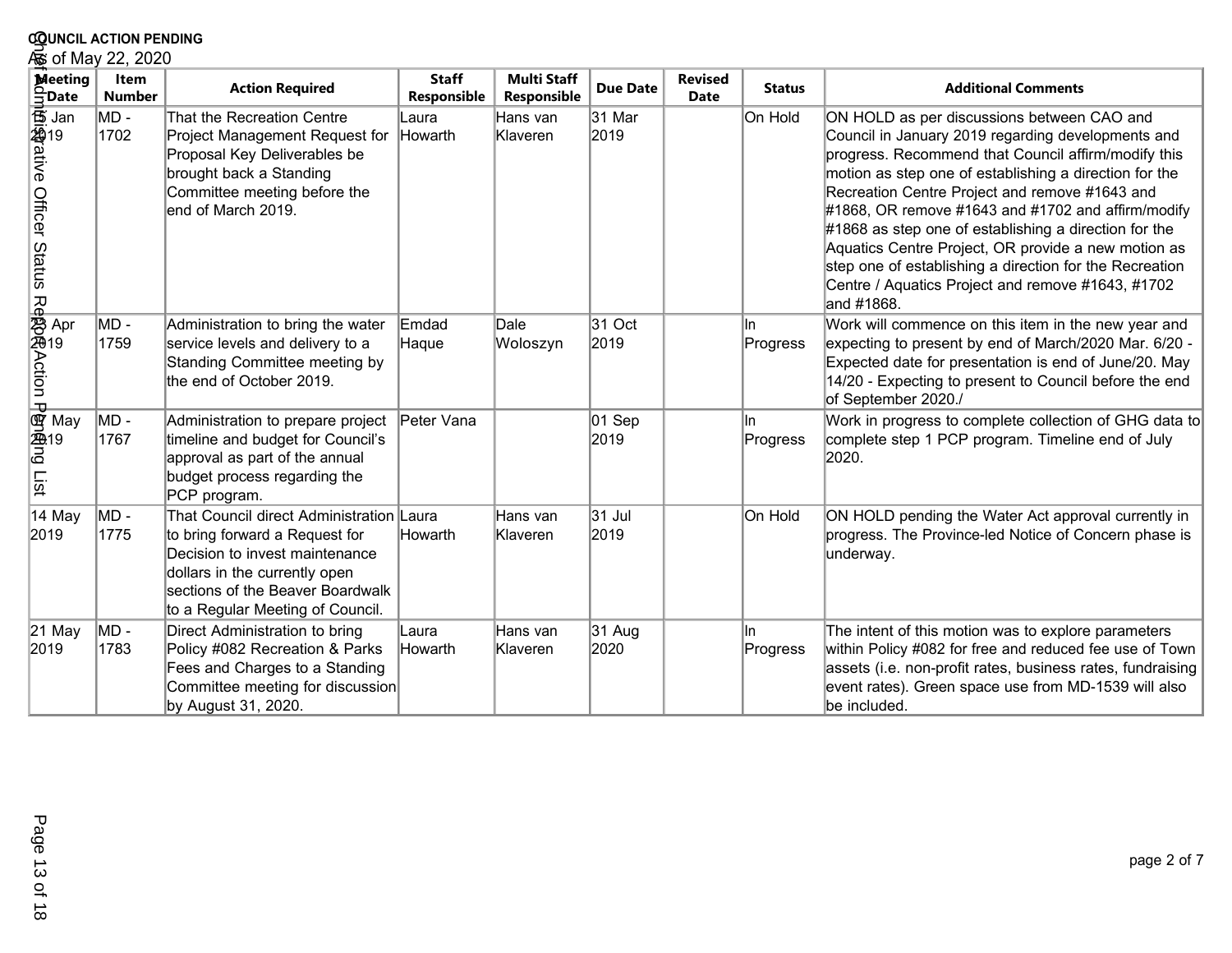**COUNCIL ACTION PENDING**

As of May 22, 2020

| Meeting Date | Item Number | Action Required | Staff Responsible | Multi Staff Responsible | Due Date | Revised Date | Status | Additional Comments |
|---|---|---|---|---|---|---|---|---|
| 15 Jan 2019 | MD - 1702 | That the Recreation Centre Project Management Request for Proposal Key Deliverables be brought back a Standing Committee meeting before the end of March 2019. | Laura Howarth | Hans van Klaveren | 31 Mar 2019 | | On Hold | ON HOLD as per discussions between CAO and Council in January 2019 regarding developments and progress. Recommend that Council affirm/modify this motion as step one of establishing a direction for the Recreation Centre Project and remove #1643 and #1868, OR remove #1643 and #1702 and affirm/modify #1868 as step one of establishing a direction for the Aquatics Centre Project, OR provide a new motion as step one of establishing a direction for the Recreation Centre / Aquatics Project and remove #1643, #1702 and #1868. |
| 23 Apr 2019 | MD - 1759 | Administration to bring the water service levels and delivery to a Standing Committee meeting by the end of October 2019. | Emdad Haque | Dale Woloszyn | 31 Oct 2019 | | In Progress | Work will commence on this item in the new year and expecting to present by end of March/2020 Mar. 6/20 - Expected date for presentation is end of June/20. May 14/20 - Expecting to present to Council before the end of September 2020./ |
| 07 May 2019 | MD - 1767 | Administration to prepare project timeline and budget for Council's approval as part of the annual budget process regarding the PCP program. | Peter Vana | | 01 Sep 2019 | | In Progress | Work in progress to complete collection of GHG data to complete step 1 PCP program. Timeline end of July 2020. |
| 14 May 2019 | MD - 1775 | That Council direct Administration to bring forward a Request for Decision to invest maintenance dollars in the currently open sections of the Beaver Boardwalk to a Regular Meeting of Council. | Laura Howarth | Hans van Klaveren | 31 Jul 2019 | | On Hold | ON HOLD pending the Water Act approval currently in progress. The Province-led Notice of Concern phase is underway. |
| 21 May 2019 | MD - 1783 | Direct Administration to bring Policy #082 Recreation & Parks Fees and Charges to a Standing Committee meeting for discussion by August 31, 2020. | Laura Howarth | Hans van Klaveren | 31 Aug 2020 | | In Progress | The intent of this motion was to explore parameters within Policy #082 for free and reduced fee use of Town assets (i.e. non-profit rates, business rates, fundraising event rates). Green space use from MD-1539 will also be included. |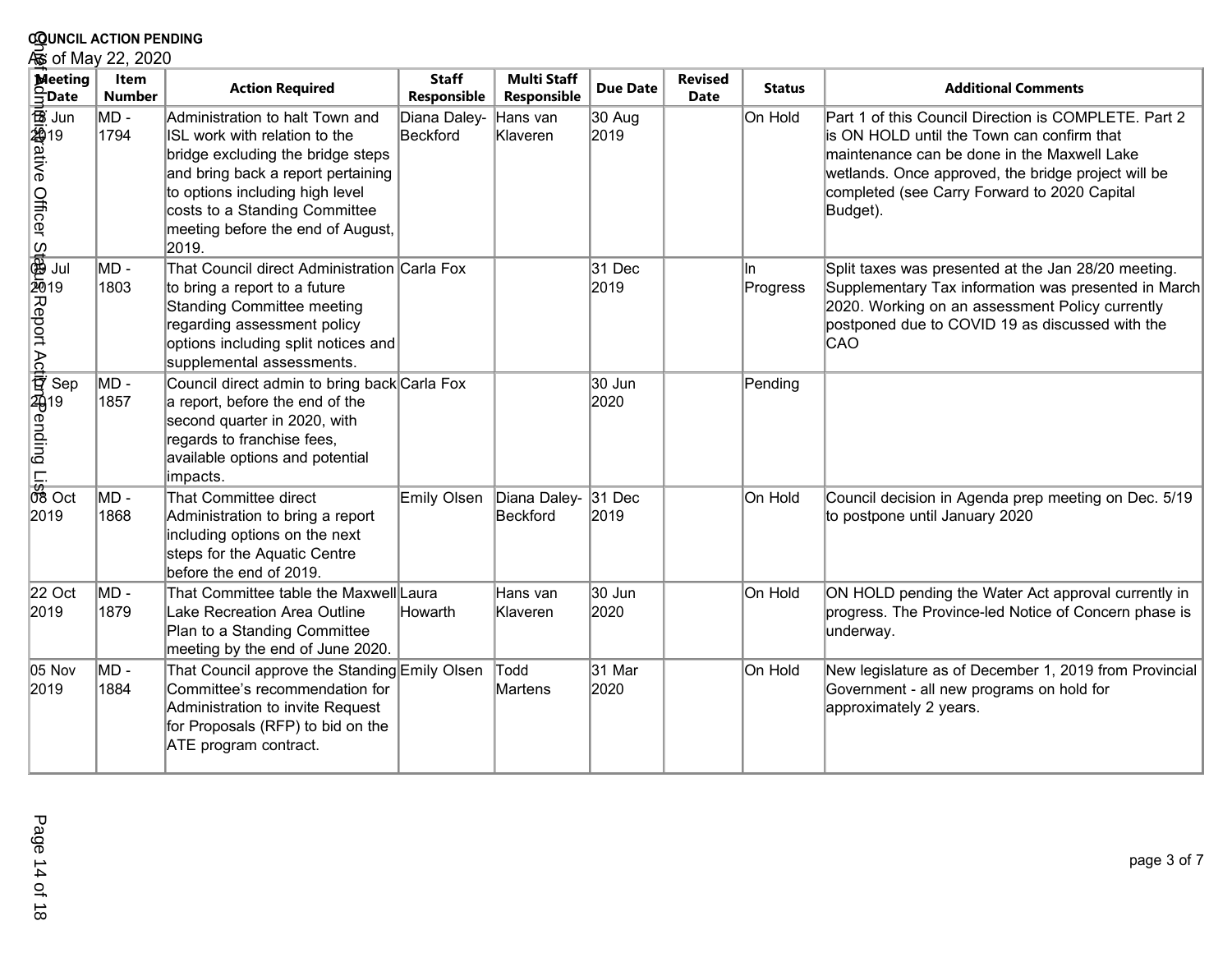**COUNCIL ACTION PENDING**

As of May 22, 2020

| Meeting Date | Item Number | Action Required | Staff Responsible | Multi Staff Responsible | Due Date | Revised Date | Status | Additional Comments |
|---|---|---|---|---|---|---|---|---|
| 18 Jun 2019 | MD - 1794 | Administration to halt Town and ISL work with relation to the bridge excluding the bridge steps and bring back a report pertaining to options including high level costs to a Standing Committee meeting before the end of August, 2019. | Diana Daley-Beckford | Hans van Klaveren | 30 Aug 2019 | | On Hold | Part 1 of this Council Direction is COMPLETE. Part 2 is ON HOLD until the Town can confirm that maintenance can be done in the Maxwell Lake wetlands. Once approved, the bridge project will be completed (see Carry Forward to 2020 Capital Budget). |
| 09 Jul 2019 | MD - 1803 | That Council direct Administration to bring a report to a future Standing Committee meeting regarding assessment policy options including split notices and supplemental assessments. | Carla Fox | | 31 Dec 2019 | | In Progress | Split taxes was presented at the Jan 28/20 meeting. Supplementary Tax information was presented in March 2020. Working on an assessment Policy currently postponed due to COVID 19 as discussed with the CAO |
| 17 Sep 2019 | MD - 1857 | Council direct admin to bring back a report, before the end of the second quarter in 2020, with regards to franchise fees, available options and potential impacts. | Carla Fox | | 30 Jun 2020 | | Pending | |
| 08 Oct 2019 | MD - 1868 | That Committee direct Administration to bring a report including options on the next steps for the Aquatic Centre before the end of 2019. | Emily Olsen | Diana Daley-Beckford | 31 Dec 2019 | | On Hold | Council decision in Agenda prep meeting on Dec. 5/19 to postpone until January 2020 |
| 22 Oct 2019 | MD - 1879 | That Committee table the Maxwell Lake Recreation Area Outline Plan to a Standing Committee meeting by the end of June 2020. | Laura Howarth | Hans van Klaveren | 30 Jun 2020 | | On Hold | ON HOLD pending the Water Act approval currently in progress. The Province-led Notice of Concern phase is underway. |
| 05 Nov 2019 | MD - 1884 | That Council approve the Standing Committee's recommendation for Administration to invite Request for Proposals (RFP) to bid on the ATE program contract. | Emily Olsen | Todd Martens | 31 Mar 2020 | | On Hold | New legislature as of December 1, 2019 from Provincial Government - all new programs on hold for approximately 2 years. |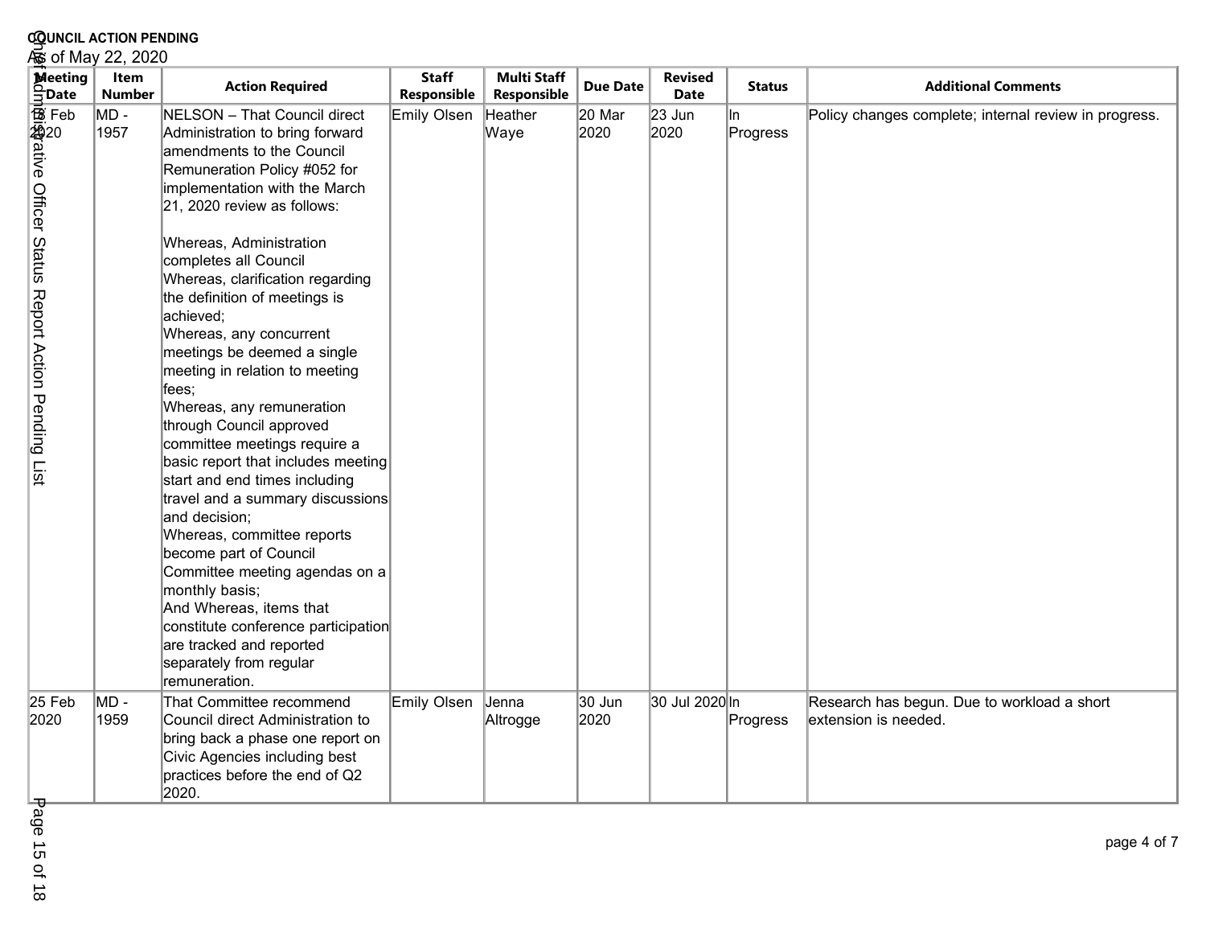**COUNCIL ACTION PENDING**

As of May 22, 2020

| Meeting Date | Item Number | Action Required | Staff Responsible | Multi Staff Responsible | Due Date | Revised Date | Status | Additional Comments |
|---|---|---|---|---|---|---|---|---|
| 18 Feb 2020 | MD - 1957 | NELSON – That Council direct Administration to bring forward amendments to the Council Remuneration Policy #052 for implementation with the March 21, 2020 review as follows:<br><br>Whereas, Administration completes all Council<br>Whereas, clarification regarding the definition of meetings is achieved;<br>Whereas, any concurrent meetings be deemed a single meeting in relation to meeting fees;<br>Whereas, any remuneration through Council approved committee meetings require a basic report that includes meeting start and end times including travel and a summary discussions and decision;<br>Whereas, committee reports become part of Council Committee meeting agendas on a monthly basis;<br>And Whereas, items that constitute conference participation are tracked and reported separately from regular remuneration. | Emily Olsen | Heather Waye | 20 Mar 2020 | 23 Jun 2020 | In Progress | Policy changes complete; internal review in progress. |
| 25 Feb 2020 | MD - 1959 | That Committee recommend Council direct Administration to bring back a phase one report on Civic Agencies including best practices before the end of Q2 2020. | Emily Olsen | Jenna Altrogge | 30 Jun 2020 | 30 Jul 2020 | In Progress | Research has begun. Due to workload a short extension is needed. |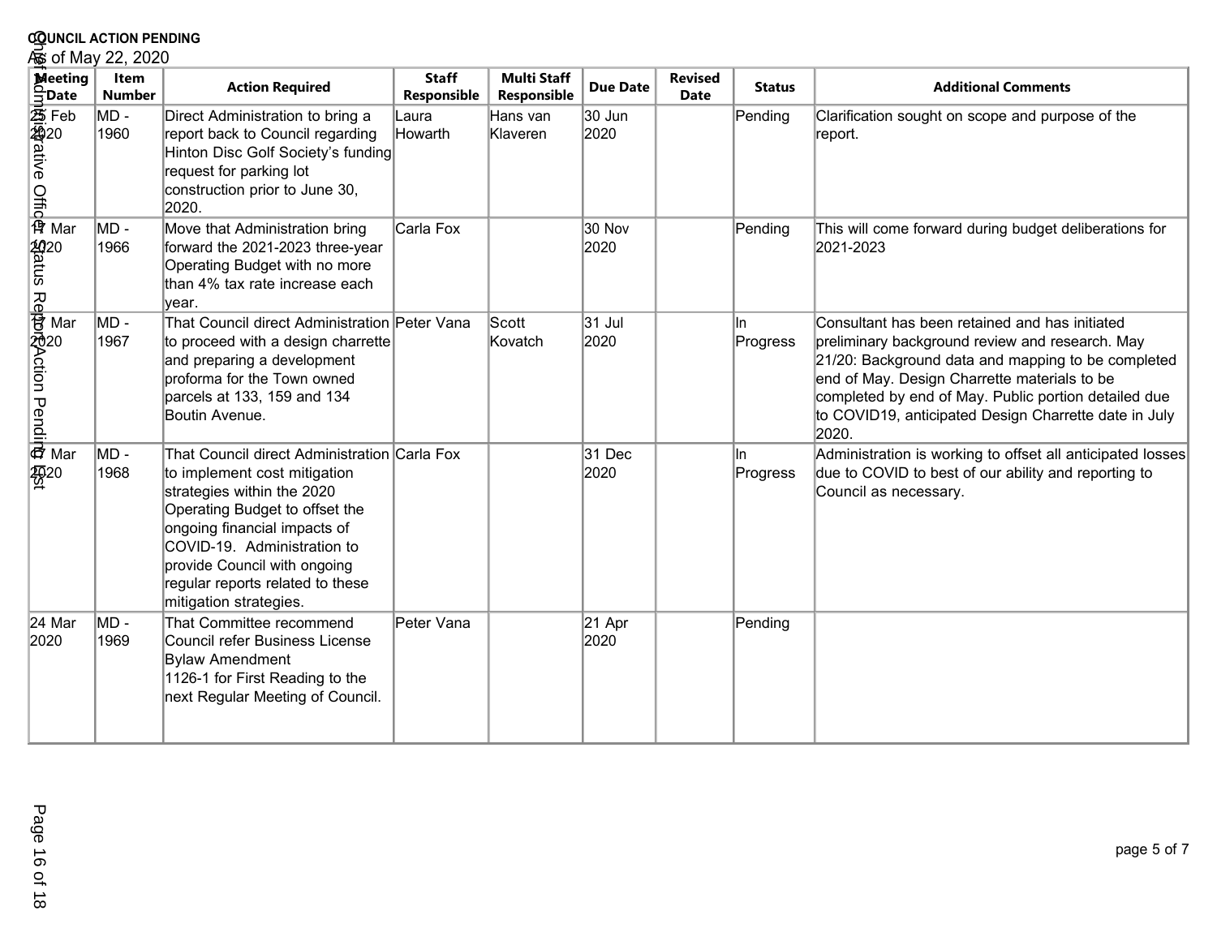**COUNCIL ACTION PENDING**

As of May 22, 2020

| Meeting Date | Item Number | Action Required | Staff Responsible | Multi Staff Responsible | Due Date | Revised Date | Status | Additional Comments |
|---|---|---|---|---|---|---|---|---|
| 25 Feb 2020 | MD - 1960 | Direct Administration to bring a report back to Council regarding Hinton Disc Golf Society's funding request for parking lot construction prior to June 30, 2020. | Laura Howarth | Hans van Klaveren | 30 Jun 2020 | | Pending | Clarification sought on scope and purpose of the report. |
| 17 Mar 2020 | MD - 1966 | Move that Administration bring forward the 2021-2023 three-year Operating Budget with no more than 4% tax rate increase each year. | Carla Fox | | 30 Nov 2020 | | Pending | This will come forward during budget deliberations for 2021-2023 |
| 17 Mar 2020 | MD - 1967 | That Council direct Administration to proceed with a design charrette and preparing a development proforma for the Town owned parcels at 133, 159 and 134 Boutin Avenue. | Peter Vana | Scott Kovatch | 31 Jul 2020 | | In Progress | Consultant has been retained and has initiated preliminary background review and research. May 21/20: Background data and mapping to be completed end of May. Design Charrette materials to be completed by end of May. Public portion detailed due to COVID19, anticipated Design Charrette date in July 2020. |
| 17 Mar 2020 | MD - 1968 | That Council direct Administration to implement cost mitigation strategies within the 2020 Operating Budget to offset the ongoing financial impacts of COVID-19. Administration to provide Council with ongoing regular reports related to these mitigation strategies. | Carla Fox | | 31 Dec 2020 | | In Progress | Administration is working to offset all anticipated losses due to COVID to best of our ability and reporting to Council as necessary. |
| 24 Mar 2020 | MD - 1969 | That Committee recommend Council refer Business License Bylaw Amendment 1126-1 for First Reading to the next Regular Meeting of Council. | Peter Vana | | 21 Apr 2020 | | Pending | |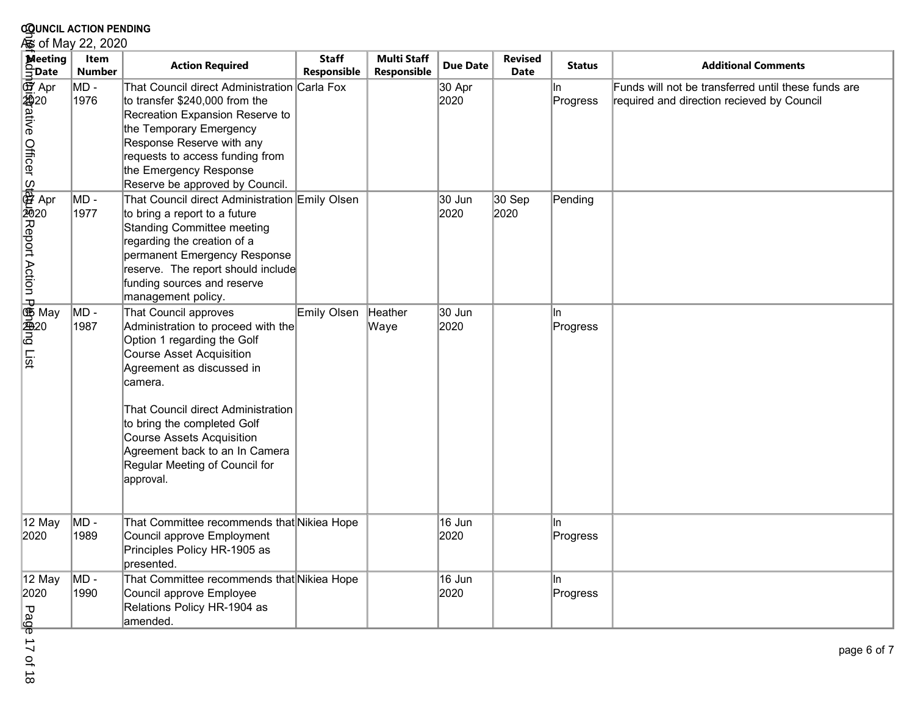**COUNCIL ACTION PENDING**

As of May 22, 2020

| Meeting Date | Item Number | Action Required | Staff Responsible | Multi Staff Responsible | Due Date | Revised Date | Status | Additional Comments |
|---|---|---|---|---|---|---|---|---|
| 07 Apr 2020 | MD - 1976 | That Council direct Administration to transfer $240,000 from the Recreation Expansion Reserve to the Temporary Emergency Response Reserve with any requests to access funding from the Emergency Response Reserve be approved by Council. | Carla Fox | | 30 Apr 2020 | | In Progress | Funds will not be transferred until these funds are required and direction recieved by Council |
| 07 Apr 2020 | MD - 1977 | That Council direct Administration to bring a report to a future Standing Committee meeting regarding the creation of a permanent Emergency Response reserve. The report should include funding sources and reserve management policy. | Emily Olsen | | 30 Jun 2020 | 30 Sep 2020 | Pending | |
| 05 May 2020 | MD - 1987 | That Council approves Administration to proceed with the Option 1 regarding the Golf Course Asset Acquisition Agreement as discussed in camera.<br><br>That Council direct Administration to bring the completed Golf Course Assets Acquisition Agreement back to an In Camera Regular Meeting of Council for approval. | Emily Olsen | Heather Waye | 30 Jun 2020 | | In Progress | |
| 12 May 2020 | MD - 1989 | That Committee recommends that Council approve Employment Principles Policy HR-1905 as presented. | Nikiea Hope | | 16 Jun 2020 | | In Progress | |
| 12 May 2020 | MD - 1990 | That Committee recommends that Council approve Employee Relations Policy HR-1904 as amended. | Nikiea Hope | | 16 Jun 2020 | | In Progress | |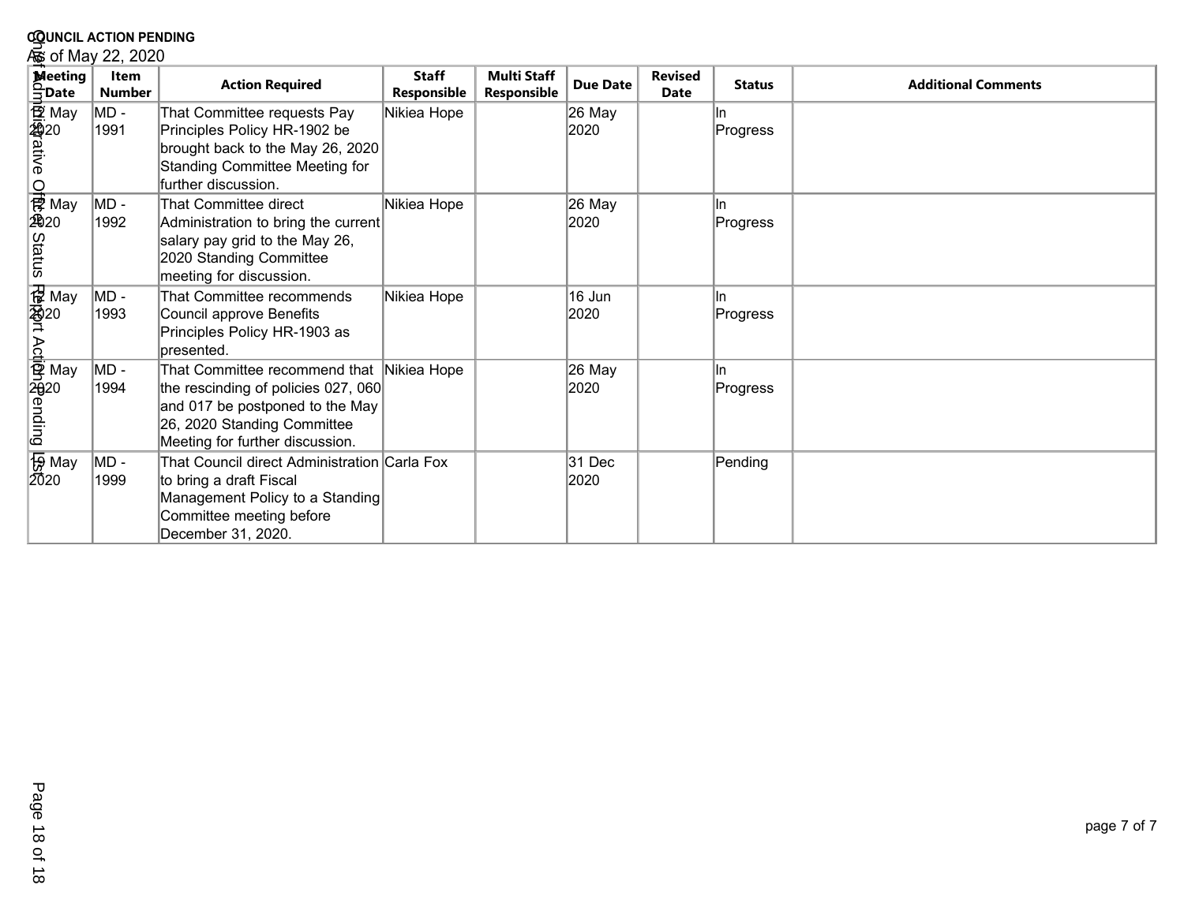**COUNCIL ACTION PENDING**

As of May 22, 2020

| Meeting Date | Item Number | Action Required | Staff Responsible | Multi Staff Responsible | Due Date | Revised Date | Status | Additional Comments |
|---|---|---|---|---|---|---|---|---|
| 12 May 2020 | MD - 1991 | That Committee requests Pay Principles Policy HR-1902 be brought back to the May 26, 2020 Standing Committee Meeting for further discussion. | Nikiea Hope | | 26 May 2020 | | In Progress | |
| 12 May 2020 | MD - 1992 | That Committee direct Administration to bring the current salary pay grid to the May 26, 2020 Standing Committee meeting for discussion. | Nikiea Hope | | 26 May 2020 | | In Progress | |
| 12 May 2020 | MD - 1993 | That Committee recommends Council approve Benefits Principles Policy HR-1903 as presented. | Nikiea Hope | | 16 Jun 2020 | | In Progress | |
| 12 May 2020 | MD - 1994 | That Committee recommend that the rescinding of policies 027, 060 and 017 be postponed to the May 26, 2020 Standing Committee Meeting for further discussion. | Nikiea Hope | | 26 May 2020 | | In Progress | |
| 19 May 2020 | MD - 1999 | That Council direct Administration to bring a draft Fiscal Management Policy to a Standing Committee meeting before December 31, 2020. | Carla Fox | | 31 Dec 2020 | | Pending | |